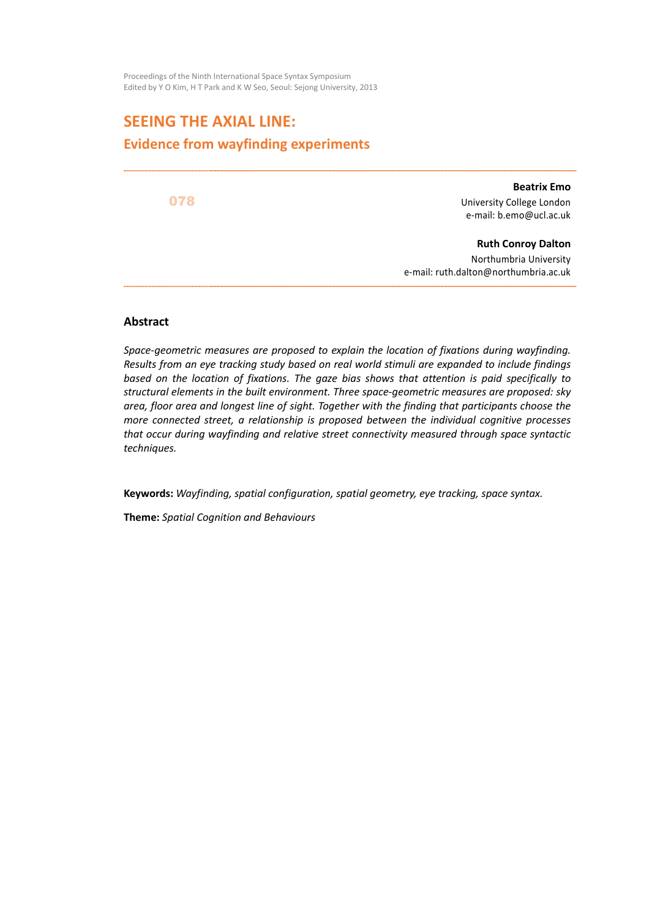Proceedings of the Ninth International Space Syntax Symposium
Edited by Y O Kim, H T Park and K W Seo, Seoul: Sejong University, 2013

# SEEING THE AXIAL LINE:

## Evidence from wayfinding experiments

078

**Beatrix Emo**
University College London
e-mail: b.emo@ucl.ac.uk

**Ruth Conroy Dalton**
Northumbria University
e-mail: ruth.dalton@northumbria.ac.uk

### Abstract

*Space-geometric measures are proposed to explain the location of fixations during wayfinding. Results from an eye tracking study based on real world stimuli are expanded to include findings based on the location of fixations. The gaze bias shows that attention is paid specifically to structural elements in the built environment. Three space-geometric measures are proposed: sky area, floor area and longest line of sight. Together with the finding that participants choose the more connected street, a relationship is proposed between the individual cognitive processes that occur during wayfinding and relative street connectivity measured through space syntactic techniques.*

**Keywords:** *Wayfinding, spatial configuration, spatial geometry, eye tracking, space syntax.*

**Theme:** *Spatial Cognition and Behaviours*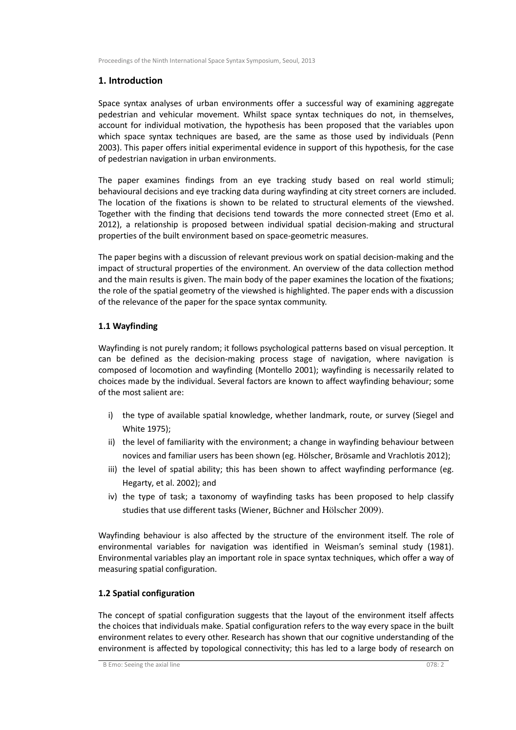## 1. Introduction

Space syntax analyses of urban environments offer a successful way of examining aggregate pedestrian and vehicular movement. Whilst space syntax techniques do not, in themselves, account for individual motivation, the hypothesis has been proposed that the variables upon which space syntax techniques are based, are the same as those used by individuals (Penn 2003). This paper offers initial experimental evidence in support of this hypothesis, for the case of pedestrian navigation in urban environments.

The paper examines findings from an eye tracking study based on real world stimuli; behavioural decisions and eye tracking data during wayfinding at city street corners are included. The location of the fixations is shown to be related to structural elements of the viewshed. Together with the finding that decisions tend towards the more connected street (Emo et al. 2012), a relationship is proposed between individual spatial decision-making and structural properties of the built environment based on space-geometric measures.

The paper begins with a discussion of relevant previous work on spatial decision-making and the impact of structural properties of the environment. An overview of the data collection method and the main results is given. The main body of the paper examines the location of the fixations; the role of the spatial geometry of the viewshed is highlighted. The paper ends with a discussion of the relevance of the paper for the space syntax community.

### 1.1 Wayfinding

Wayfinding is not purely random; it follows psychological patterns based on visual perception. It can be defined as the decision-making process stage of navigation, where navigation is composed of locomotion and wayfinding (Montello 2001); wayfinding is necessarily related to choices made by the individual. Several factors are known to affect wayfinding behaviour; some of the most salient are:

i) the type of available spatial knowledge, whether landmark, route, or survey (Siegel and White 1975);
ii) the level of familiarity with the environment; a change in wayfinding behaviour between novices and familiar users has been shown (eg. Hölscher, Brösamle and Vrachlotis 2012);
iii) the level of spatial ability; this has been shown to affect wayfinding performance (eg. Hegarty, et al. 2002); and
iv) the type of task; a taxonomy of wayfinding tasks has been proposed to help classify studies that use different tasks (Wiener, Büchner and Hölscher 2009).

Wayfinding behaviour is also affected by the structure of the environment itself. The role of environmental variables for navigation was identified in Weisman's seminal study (1981). Environmental variables play an important role in space syntax techniques, which offer a way of measuring spatial configuration.

### 1.2 Spatial configuration

The concept of spatial configuration suggests that the layout of the environment itself affects the choices that individuals make. Spatial configuration refers to the way every space in the built environment relates to every other. Research has shown that our cognitive understanding of the environment is affected by topological connectivity; this has led to a large body of research on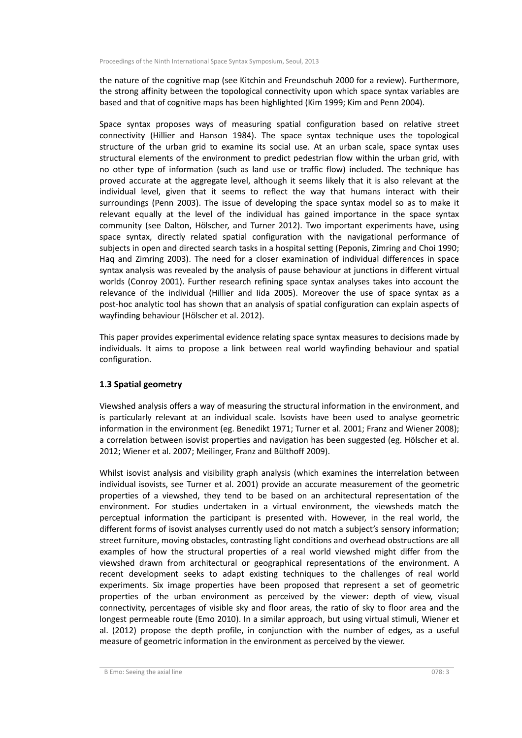the nature of the cognitive map (see Kitchin and Freundschuh 2000 for a review). Furthermore, the strong affinity between the topological connectivity upon which space syntax variables are based and that of cognitive maps has been highlighted (Kim 1999; Kim and Penn 2004).

Space syntax proposes ways of measuring spatial configuration based on relative street connectivity (Hillier and Hanson 1984). The space syntax technique uses the topological structure of the urban grid to examine its social use. At an urban scale, space syntax uses structural elements of the environment to predict pedestrian flow within the urban grid, with no other type of information (such as land use or traffic flow) included. The technique has proved accurate at the aggregate level, although it seems likely that it is also relevant at the individual level, given that it seems to reflect the way that humans interact with their surroundings (Penn 2003). The issue of developing the space syntax model so as to make it relevant equally at the level of the individual has gained importance in the space syntax community (see Dalton, Hölscher, and Turner 2012). Two important experiments have, using space syntax, directly related spatial configuration with the navigational performance of subjects in open and directed search tasks in a hospital setting (Peponis, Zimring and Choi 1990; Haq and Zimring 2003). The need for a closer examination of individual differences in space syntax analysis was revealed by the analysis of pause behaviour at junctions in different virtual worlds (Conroy 2001). Further research refining space syntax analyses takes into account the relevance of the individual (Hillier and Iida 2005). Moreover the use of space syntax as a post-hoc analytic tool has shown that an analysis of spatial configuration can explain aspects of wayfinding behaviour (Hölscher et al. 2012).

This paper provides experimental evidence relating space syntax measures to decisions made by individuals. It aims to propose a link between real world wayfinding behaviour and spatial configuration.

### 1.3 Spatial geometry

Viewshed analysis offers a way of measuring the structural information in the environment, and is particularly relevant at an individual scale. Isovists have been used to analyse geometric information in the environment (eg. Benedikt 1971; Turner et al. 2001; Franz and Wiener 2008); a correlation between isovist properties and navigation has been suggested (eg. Hölscher et al. 2012; Wiener et al. 2007; Meilinger, Franz and Bülthoff 2009).

Whilst isovist analysis and visibility graph analysis (which examines the interrelation between individual isovists, see Turner et al. 2001) provide an accurate measurement of the geometric properties of a viewshed, they tend to be based on an architectural representation of the environment. For studies undertaken in a virtual environment, the viewsheds match the perceptual information the participant is presented with. However, in the real world, the different forms of isovist analyses currently used do not match a subject's sensory information; street furniture, moving obstacles, contrasting light conditions and overhead obstructions are all examples of how the structural properties of a real world viewshed might differ from the viewshed drawn from architectural or geographical representations of the environment. A recent development seeks to adapt existing techniques to the challenges of real world experiments. Six image properties have been proposed that represent a set of geometric properties of the urban environment as perceived by the viewer: depth of view, visual connectivity, percentages of visible sky and floor areas, the ratio of sky to floor area and the longest permeable route (Emo 2010). In a similar approach, but using virtual stimuli, Wiener et al. (2012) propose the depth profile, in conjunction with the number of edges, as a useful measure of geometric information in the environment as perceived by the viewer.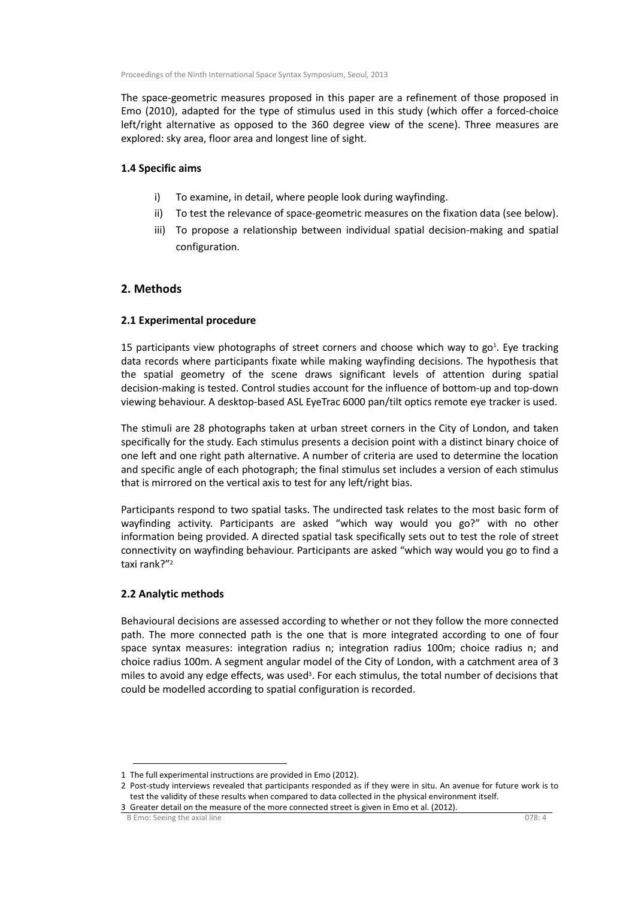The space-geometric measures proposed in this paper are a refinement of those proposed in Emo (2010), adapted for the type of stimulus used in this study (which offer a forced-choice left/right alternative as opposed to the 360 degree view of the scene). Three measures are explored: sky area, floor area and longest line of sight.

### 1.4 Specific aims

i) To examine, in detail, where people look during wayfinding.

ii) To test the relevance of space-geometric measures on the fixation data (see below).

iii) To propose a relationship between individual spatial decision-making and spatial configuration.

## 2. Methods

### 2.1 Experimental procedure

15 participants view photographs of street corners and choose which way to go[1]. Eye tracking data records where participants fixate while making wayfinding decisions. The hypothesis that the spatial geometry of the scene draws significant levels of attention during spatial decision-making is tested. Control studies account for the influence of bottom-up and top-down viewing behaviour. A desktop-based ASL EyeTrac 6000 pan/tilt optics remote eye tracker is used.

The stimuli are 28 photographs taken at urban street corners in the City of London, and taken specifically for the study. Each stimulus presents a decision point with a distinct binary choice of one left and one right path alternative. A number of criteria are used to determine the location and specific angle of each photograph; the final stimulus set includes a version of each stimulus that is mirrored on the vertical axis to test for any left/right bias.

Participants respond to two spatial tasks. The undirected task relates to the most basic form of wayfinding activity. Participants are asked "which way would you go?" with no other information being provided. A directed spatial task specifically sets out to test the role of street connectivity on wayfinding behaviour. Participants are asked "which way would you go to find a taxi rank?"[2]

### 2.2 Analytic methods

Behavioural decisions are assessed according to whether or not they follow the more connected path. The more connected path is the one that is more integrated according to one of four space syntax measures: integration radius n; integration radius 100m; choice radius n; and choice radius 100m. A segment angular model of the City of London, with a catchment area of 3 miles to avoid any edge effects, was used[3]. For each stimulus, the total number of decisions that could be modelled according to spatial configuration is recorded.

---

1 The full experimental instructions are provided in Emo (2012).

2 Post-study interviews revealed that participants responded as if they were in situ. An avenue for future work is to test the validity of these results when compared to data collected in the physical environment itself.

3 Greater detail on the measure of the more connected street is given in Emo et al. (2012).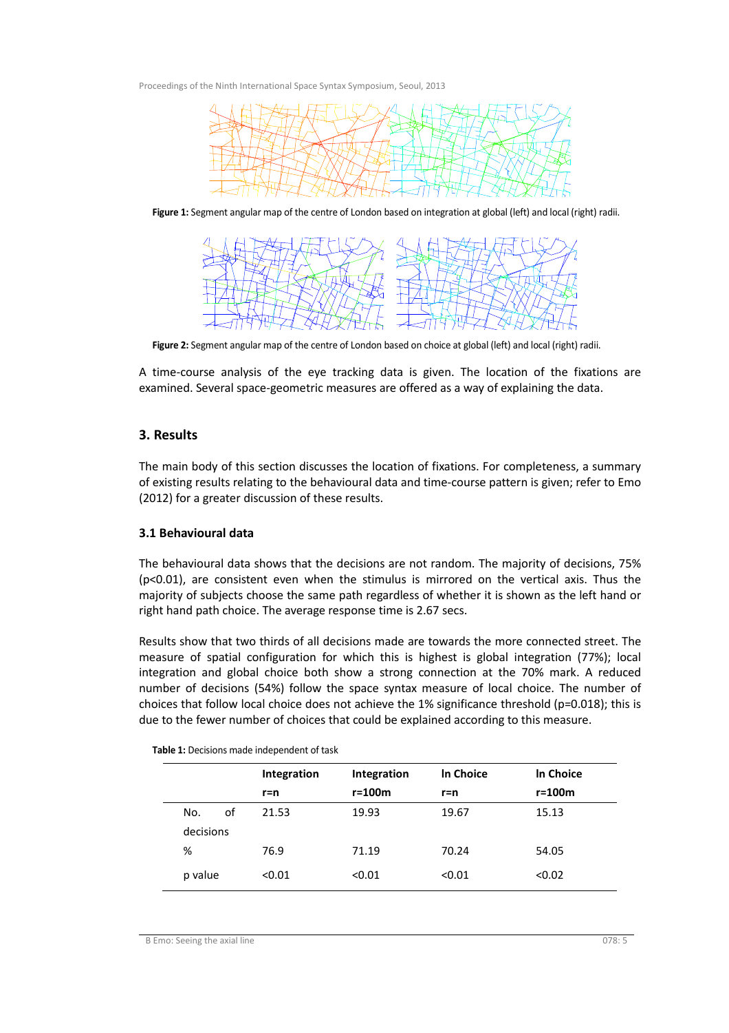**Figure 1:** Segment angular map of the centre of London based on integration at global (left) and local (right) radii.

**Figure 2:** Segment angular map of the centre of London based on choice at global (left) and local (right) radii.

A time-course analysis of the eye tracking data is given. The location of the fixations are examined. Several space-geometric measures are offered as a way of explaining the data.

## 3. Results

The main body of this section discusses the location of fixations. For completeness, a summary of existing results relating to the behavioural data and time-course pattern is given; refer to Emo (2012) for a greater discussion of these results.

### 3.1 Behavioural data

The behavioural data shows that the decisions are not random. The majority of decisions, 75% ($p<0.01$), are consistent even when the stimulus is mirrored on the vertical axis. Thus the majority of subjects choose the same path regardless of whether it is shown as the left hand or right hand path choice. The average response time is 2.67 secs.

Results show that two thirds of all decisions made are towards the more connected street. The measure of spatial configuration for which this is highest is global integration (77%); local integration and global choice both show a strong connection at the 70% mark. A reduced number of decisions (54%) follow the space syntax measure of local choice. The number of choices that follow local choice does not achieve the 1% significance threshold ($p=0.018$); this is due to the fewer number of choices that could be explained according to this measure.

**Table 1:** Decisions made independent of task

| | Integration r=n | Integration r=100m | ln Choice r=n | ln Choice r=100m |
|---|---|---|---|---|
| No. of decisions | 21.53 | 19.93 | 19.67 | 15.13 |
| % | 76.9 | 71.19 | 70.24 | 54.05 |
| p value | <0.01 | <0.01 | <0.01 | <0.02 |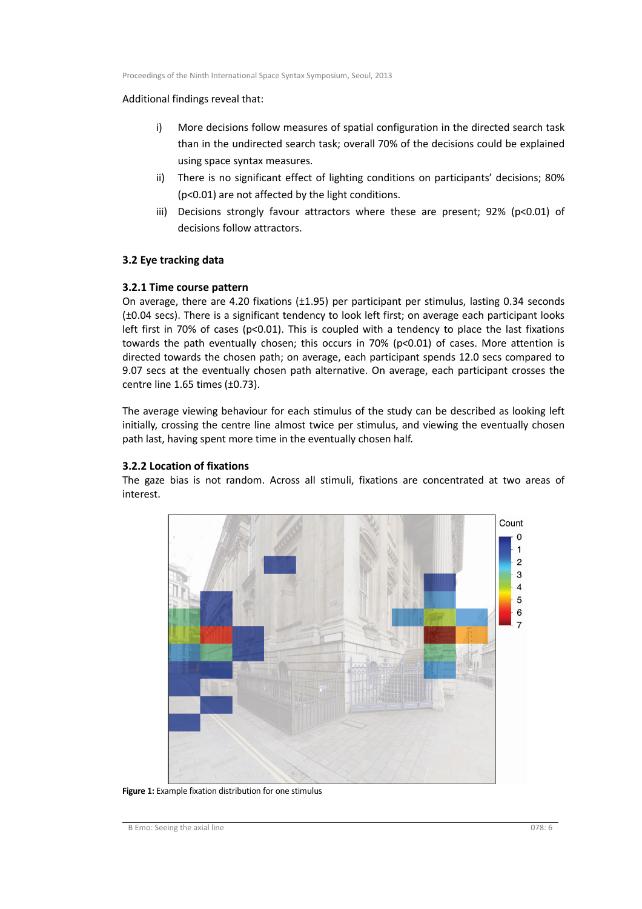Additional findings reveal that:

i) More decisions follow measures of spatial configuration in the directed search task than in the undirected search task; overall 70% of the decisions could be explained using space syntax measures.

ii) There is no significant effect of lighting conditions on participants' decisions; 80% ($p<0.01$) are not affected by the light conditions.

iii) Decisions strongly favour attractors where these are present; 92% ($p<0.01$) of decisions follow attractors.

## 3.2 Eye tracking data

### 3.2.1 Time course pattern

On average, there are 4.20 fixations (±1.95) per participant per stimulus, lasting 0.34 seconds (±0.04 secs). There is a significant tendency to look left first; on average each participant looks left first in 70% of cases ($p<0.01$). This is coupled with a tendency to place the last fixations towards the path eventually chosen; this occurs in 70% ($p<0.01$) of cases. More attention is directed towards the chosen path; on average, each participant spends 12.0 secs compared to 9.07 secs at the eventually chosen path alternative. On average, each participant crosses the centre line 1.65 times (±0.73).

The average viewing behaviour for each stimulus of the study can be described as looking left initially, crossing the centre line almost twice per stimulus, and viewing the eventually chosen path last, having spent more time in the eventually chosen half.

### 3.2.2 Location of fixations

The gaze bias is not random. Across all stimuli, fixations are concentrated at two areas of interest.

**Figure 1:** Example fixation distribution for one stimulus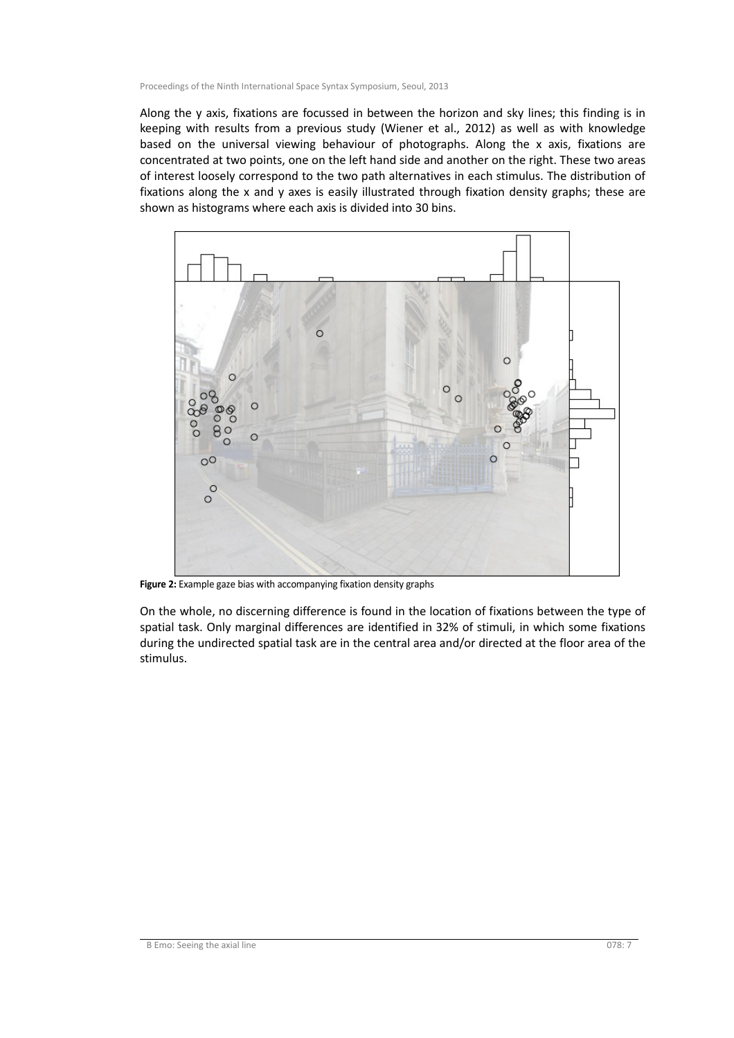Along the y axis, fixations are focussed in between the horizon and sky lines; this finding is in keeping with results from a previous study (Wiener et al., 2012) as well as with knowledge based on the universal viewing behaviour of photographs. Along the x axis, fixations are concentrated at two points, one on the left hand side and another on the right. These two areas of interest loosely correspond to the two path alternatives in each stimulus. The distribution of fixations along the x and y axes is easily illustrated through fixation density graphs; these are shown as histograms where each axis is divided into 30 bins.

**Figure 2:** Example gaze bias with accompanying fixation density graphs

On the whole, no discerning difference is found in the location of fixations between the type of spatial task. Only marginal differences are identified in 32% of stimuli, in which some fixations during the undirected spatial task are in the central area and/or directed at the floor area of the stimulus.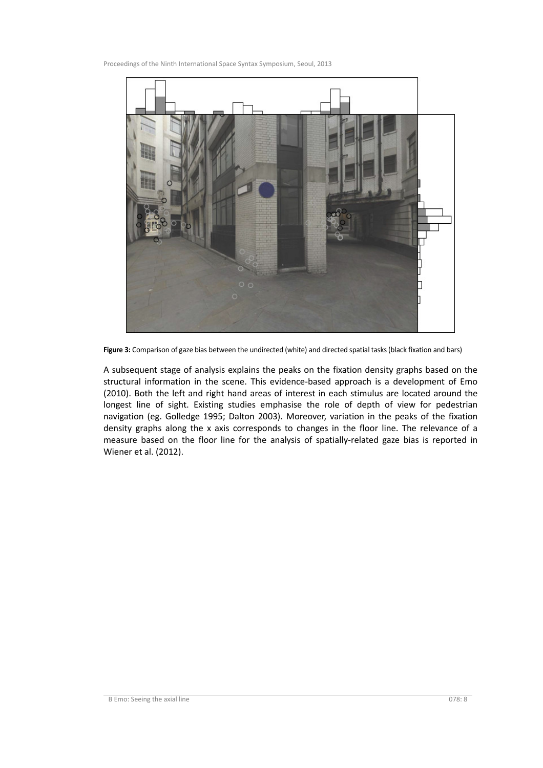**Figure 3:** Comparison of gaze bias between the undirected (white) and directed spatial tasks (black fixation and bars)

A subsequent stage of analysis explains the peaks on the fixation density graphs based on the structural information in the scene. This evidence-based approach is a development of Emo (2010). Both the left and right hand areas of interest in each stimulus are located around the longest line of sight. Existing studies emphasise the role of depth of view for pedestrian navigation (eg. Golledge 1995; Dalton 2003). Moreover, variation in the peaks of the fixation density graphs along the x axis corresponds to changes in the floor line. The relevance of a measure based on the floor line for the analysis of spatially-related gaze bias is reported in Wiener et al. (2012).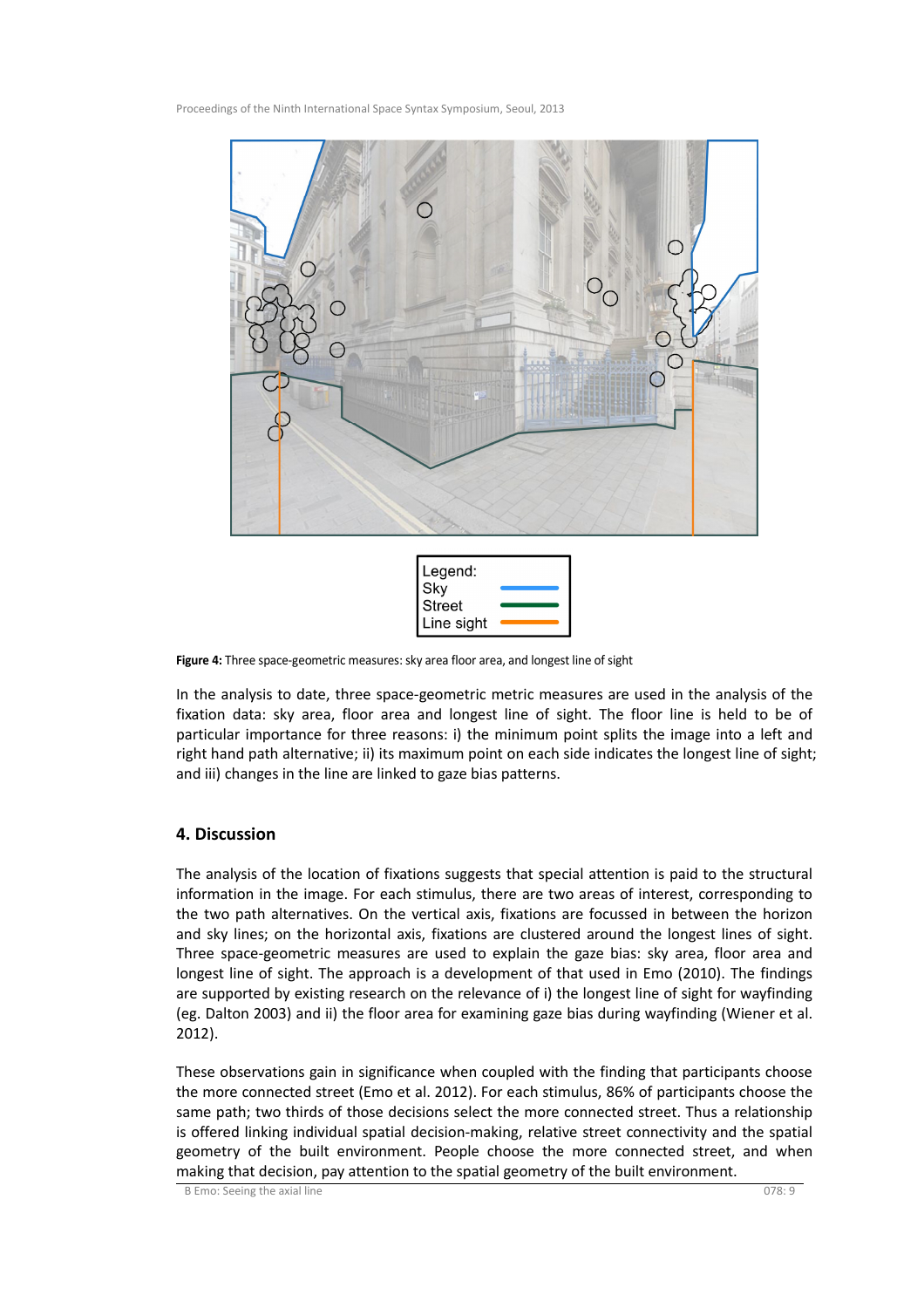Legend:
Sky
Street
Line sight

**Figure 4:** Three space-geometric measures: sky area floor area, and longest line of sight

In the analysis to date, three space-geometric metric measures are used in the analysis of the fixation data: sky area, floor area and longest line of sight. The floor line is held to be of particular importance for three reasons: i) the minimum point splits the image into a left and right hand path alternative; ii) its maximum point on each side indicates the longest line of sight; and iii) changes in the line are linked to gaze bias patterns.

## 4. Discussion

The analysis of the location of fixations suggests that special attention is paid to the structural information in the image. For each stimulus, there are two areas of interest, corresponding to the two path alternatives. On the vertical axis, fixations are focussed in between the horizon and sky lines; on the horizontal axis, fixations are clustered around the longest lines of sight. Three space-geometric measures are used to explain the gaze bias: sky area, floor area and longest line of sight. The approach is a development of that used in Emo (2010). The findings are supported by existing research on the relevance of i) the longest line of sight for wayfinding (eg. Dalton 2003) and ii) the floor area for examining gaze bias during wayfinding (Wiener et al. 2012).

These observations gain in significance when coupled with the finding that participants choose the more connected street (Emo et al. 2012). For each stimulus, 86% of participants choose the same path; two thirds of those decisions select the more connected street. Thus a relationship is offered linking individual spatial decision-making, relative street connectivity and the spatial geometry of the built environment. People choose the more connected street, and when making that decision, pay attention to the spatial geometry of the built environment.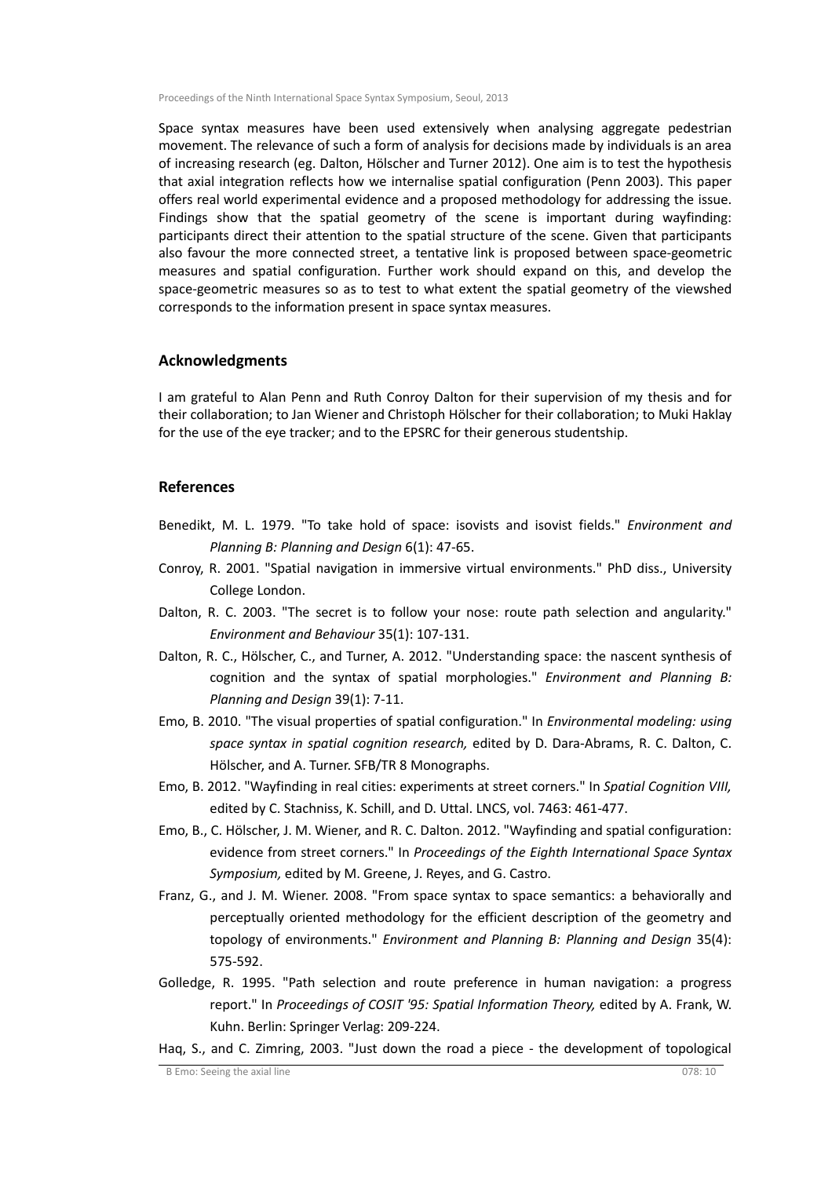Space syntax measures have been used extensively when analysing aggregate pedestrian movement. The relevance of such a form of analysis for decisions made by individuals is an area of increasing research (eg. Dalton, Hölscher and Turner 2012). One aim is to test the hypothesis that axial integration reflects how we internalise spatial configuration (Penn 2003). This paper offers real world experimental evidence and a proposed methodology for addressing the issue. Findings show that the spatial geometry of the scene is important during wayfinding: participants direct their attention to the spatial structure of the scene. Given that participants also favour the more connected street, a tentative link is proposed between space-geometric measures and spatial configuration. Further work should expand on this, and develop the space-geometric measures so as to test to what extent the spatial geometry of the viewshed corresponds to the information present in space syntax measures.

## Acknowledgments

I am grateful to Alan Penn and Ruth Conroy Dalton for their supervision of my thesis and for their collaboration; to Jan Wiener and Christoph Hölscher for their collaboration; to Muki Haklay for the use of the eye tracker; and to the EPSRC for their generous studentship.

## References

Benedikt, M. L. 1979. "To take hold of space: isovists and isovist fields." *Environment and Planning B: Planning and Design* 6(1): 47-65.

Conroy, R. 2001. "Spatial navigation in immersive virtual environments." PhD diss., University College London.

Dalton, R. C. 2003. "The secret is to follow your nose: route path selection and angularity." *Environment and Behaviour* 35(1): 107-131.

Dalton, R. C., Hölscher, C., and Turner, A. 2012. "Understanding space: the nascent synthesis of cognition and the syntax of spatial morphologies." *Environment and Planning B: Planning and Design* 39(1): 7-11.

Emo, B. 2010. "The visual properties of spatial configuration." In *Environmental modeling: using space syntax in spatial cognition research,* edited by D. Dara-Abrams, R. C. Dalton, C. Hölscher, and A. Turner. SFB/TR 8 Monographs.

Emo, B. 2012. "Wayfinding in real cities: experiments at street corners." In *Spatial Cognition VIII,* edited by C. Stachniss, K. Schill, and D. Uttal. LNCS, vol. 7463: 461-477.

Emo, B., C. Hölscher, J. M. Wiener, and R. C. Dalton. 2012. "Wayfinding and spatial configuration: evidence from street corners." In *Proceedings of the Eighth International Space Syntax Symposium,* edited by M. Greene, J. Reyes, and G. Castro.

Franz, G., and J. M. Wiener. 2008. "From space syntax to space semantics: a behaviorally and perceptually oriented methodology for the efficient description of the geometry and topology of environments." *Environment and Planning B: Planning and Design* 35(4): 575-592.

Golledge, R. 1995. "Path selection and route preference in human navigation: a progress report." In *Proceedings of COSIT '95: Spatial Information Theory,* edited by A. Frank, W. Kuhn. Berlin: Springer Verlag: 209-224.

Haq, S., and C. Zimring, 2003. "Just down the road a piece - the development of topological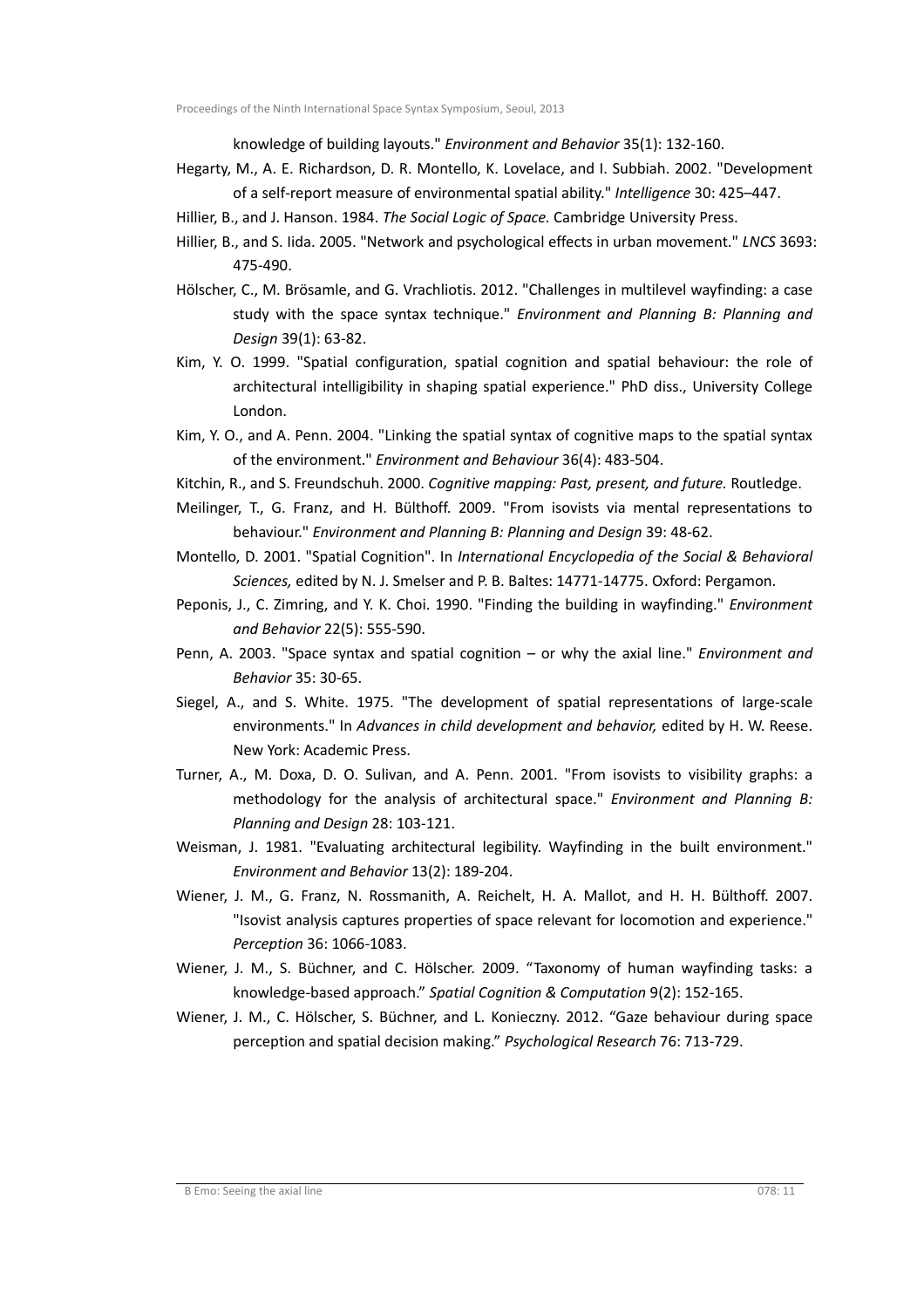knowledge of building layouts." *Environment and Behavior* 35(1): 132-160.

Hegarty, M., A. E. Richardson, D. R. Montello, K. Lovelace, and I. Subbiah. 2002. "Development of a self-report measure of environmental spatial ability." *Intelligence* 30: 425–447.

Hillier, B., and J. Hanson. 1984. *The Social Logic of Space.* Cambridge University Press.

Hillier, B., and S. Iida. 2005. "Network and psychological effects in urban movement." *LNCS* 3693: 475-490.

Hölscher, C., M. Brösamle, and G. Vrachliotis. 2012. "Challenges in multilevel wayfinding: a case study with the space syntax technique." *Environment and Planning B: Planning and Design* 39(1): 63-82.

Kim, Y. O. 1999. "Spatial configuration, spatial cognition and spatial behaviour: the role of architectural intelligibility in shaping spatial experience." PhD diss., University College London.

Kim, Y. O., and A. Penn. 2004. "Linking the spatial syntax of cognitive maps to the spatial syntax of the environment." *Environment and Behaviour* 36(4): 483-504.

Kitchin, R., and S. Freundschuh. 2000. *Cognitive mapping: Past, present, and future.* Routledge.

Meilinger, T., G. Franz, and H. Bülthoff. 2009. "From isovists via mental representations to behaviour." *Environment and Planning B: Planning and Design* 39: 48-62.

Montello, D. 2001. "Spatial Cognition". In *International Encyclopedia of the Social & Behavioral Sciences,* edited by N. J. Smelser and P. B. Baltes: 14771-14775. Oxford: Pergamon.

Peponis, J., C. Zimring, and Y. K. Choi. 1990. "Finding the building in wayfinding." *Environment and Behavior* 22(5): 555-590.

Penn, A. 2003. "Space syntax and spatial cognition – or why the axial line." *Environment and Behavior* 35: 30-65.

Siegel, A., and S. White. 1975. "The development of spatial representations of large-scale environments." In *Advances in child development and behavior,* edited by H. W. Reese. New York: Academic Press.

Turner, A., M. Doxa, D. O. Sulivan, and A. Penn. 2001. "From isovists to visibility graphs: a methodology for the analysis of architectural space." *Environment and Planning B: Planning and Design* 28: 103-121.

Weisman, J. 1981. "Evaluating architectural legibility. Wayfinding in the built environment." *Environment and Behavior* 13(2): 189-204.

Wiener, J. M., G. Franz, N. Rossmanith, A. Reichelt, H. A. Mallot, and H. H. Bülthoff. 2007. "Isovist analysis captures properties of space relevant for locomotion and experience." *Perception* 36: 1066-1083.

Wiener, J. M., S. Büchner, and C. Hölscher. 2009. "Taxonomy of human wayfinding tasks: a knowledge-based approach." *Spatial Cognition & Computation* 9(2): 152-165.

Wiener, J. M., C. Hölscher, S. Büchner, and L. Konieczny. 2012. "Gaze behaviour during space perception and spatial decision making." *Psychological Research* 76: 713-729.